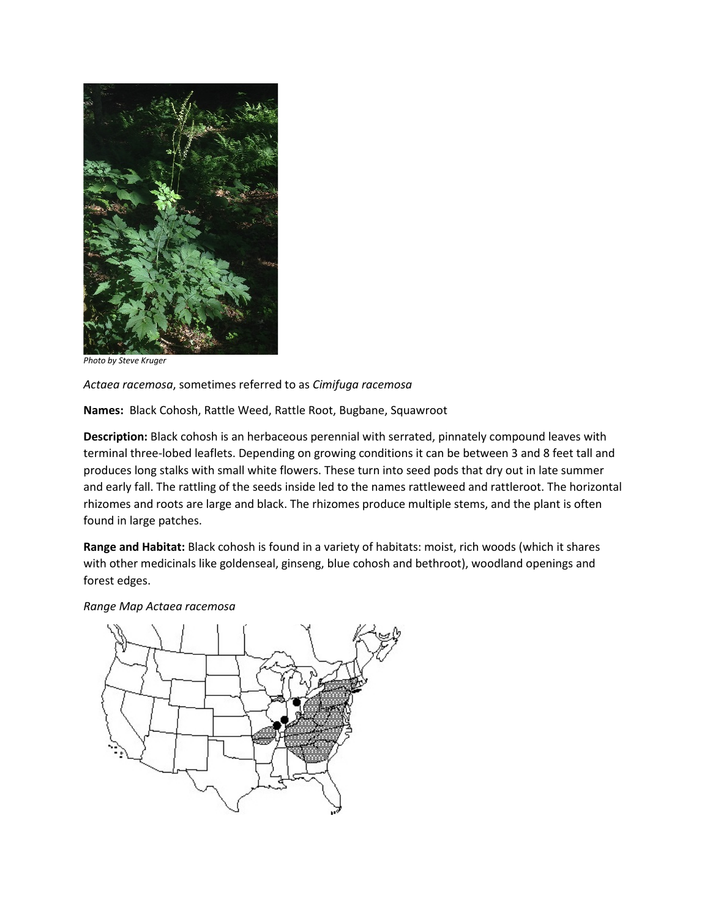*Photo by Steve Kruger*

*Actaea racemosa*, sometimes referred to as *Cimifuga racemosa*

**Names:** Black Cohosh, Rattle Weed, Rattle Root, Bugbane, Squawroot

**Description:** Black cohosh is an herbaceous perennial with serrated, pinnately compound leaves with terminal three-lobed leaflets. Depending on growing conditions it can be between 3 and 8 feet tall and produces long stalks with small white flowers. These turn into seed pods that dry out in late summer and early fall. The rattling of the seeds inside led to the names rattleweed and rattleroot. The horizontal rhizomes and roots are large and black. The rhizomes produce multiple stems, and the plant is often found in large patches.

**Range and Habitat:** Black cohosh is found in a variety of habitats: moist, rich woods (which it shares with other medicinals like goldenseal, ginseng, blue cohosh and bethroot), woodland openings and forest edges.

*Range Map Actaea racemosa*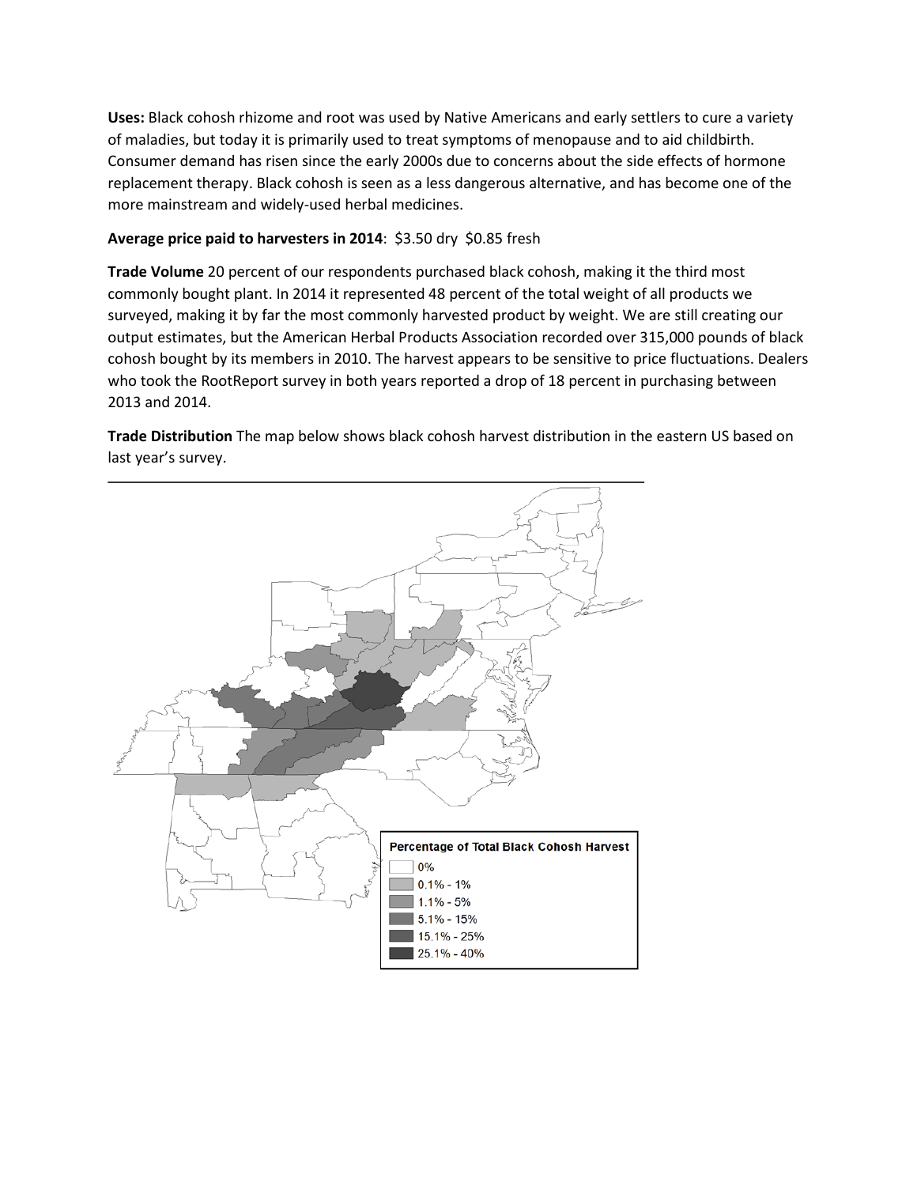**Uses:** Black cohosh rhizome and root was used by Native Americans and early settlers to cure a variety of maladies, but today it is primarily used to treat symptoms of menopause and to aid childbirth. Consumer demand has risen since the early 2000s due to concerns about the side effects of hormone replacement therapy. Black cohosh is seen as a less dangerous alternative, and has become one of the more mainstream and widely-used herbal medicines.

**Average price paid to harvesters in 2014**: \$3.50 dry \$0.85 fresh

**Trade Volume** 20 percent of our respondents purchased black cohosh, making it the third most commonly bought plant. In 2014 it represented 48 percent of the total weight of all products we surveyed, making it by far the most commonly harvested product by weight. We are still creating our output estimates, but the American Herbal Products Association recorded over 315,000 pounds of black cohosh bought by its members in 2010. The harvest appears to be sensitive to price fluctuations. Dealers who took the RootReport survey in both years reported a drop of 18 percent in purchasing between 2013 and 2014.

**Trade Distribution** The map below shows black cohosh harvest distribution in the eastern US based on last year's survey.

---

Percentage of Total Black Cohosh Harvest

- 0%
- 0.1% - 1%
- 1.1% - 5%
- 5.1% - 15%
- 15.1% - 25%
- 25.1% - 40%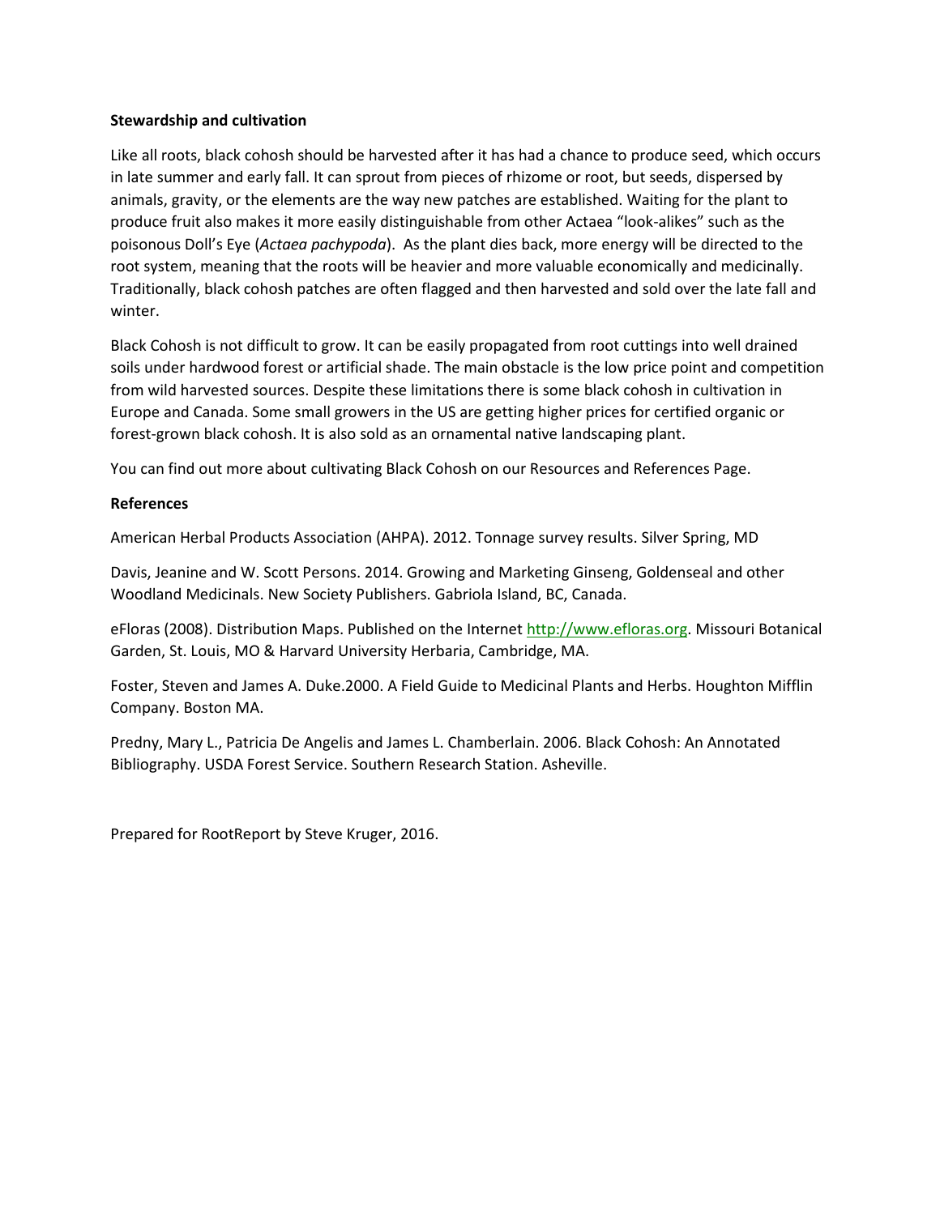**Stewardship and cultivation**

Like all roots, black cohosh should be harvested after it has had a chance to produce seed, which occurs in late summer and early fall. It can sprout from pieces of rhizome or root, but seeds, dispersed by animals, gravity, or the elements are the way new patches are established. Waiting for the plant to produce fruit also makes it more easily distinguishable from other Actaea "look-alikes" such as the poisonous Doll's Eye (*Actaea pachypoda*). As the plant dies back, more energy will be directed to the root system, meaning that the roots will be heavier and more valuable economically and medicinally. Traditionally, black cohosh patches are often flagged and then harvested and sold over the late fall and winter.

Black Cohosh is not difficult to grow. It can be easily propagated from root cuttings into well drained soils under hardwood forest or artificial shade. The main obstacle is the low price point and competition from wild harvested sources. Despite these limitations there is some black cohosh in cultivation in Europe and Canada. Some small growers in the US are getting higher prices for certified organic or forest-grown black cohosh. It is also sold as an ornamental native landscaping plant.

You can find out more about cultivating Black Cohosh on our Resources and References Page.

**References**

American Herbal Products Association (AHPA). 2012. Tonnage survey results. Silver Spring, MD

Davis, Jeanine and W. Scott Persons. 2014. Growing and Marketing Ginseng, Goldenseal and other Woodland Medicinals. New Society Publishers. Gabriola Island, BC, Canada.

eFloras (2008). Distribution Maps. Published on the Internet http://www.efloras.org. Missouri Botanical Garden, St. Louis, MO & Harvard University Herbaria, Cambridge, MA.

Foster, Steven and James A. Duke.2000. A Field Guide to Medicinal Plants and Herbs. Houghton Mifflin Company. Boston MA.

Predny, Mary L., Patricia De Angelis and James L. Chamberlain. 2006. Black Cohosh: An Annotated Bibliography. USDA Forest Service. Southern Research Station. Asheville.

Prepared for RootReport by Steve Kruger, 2016.